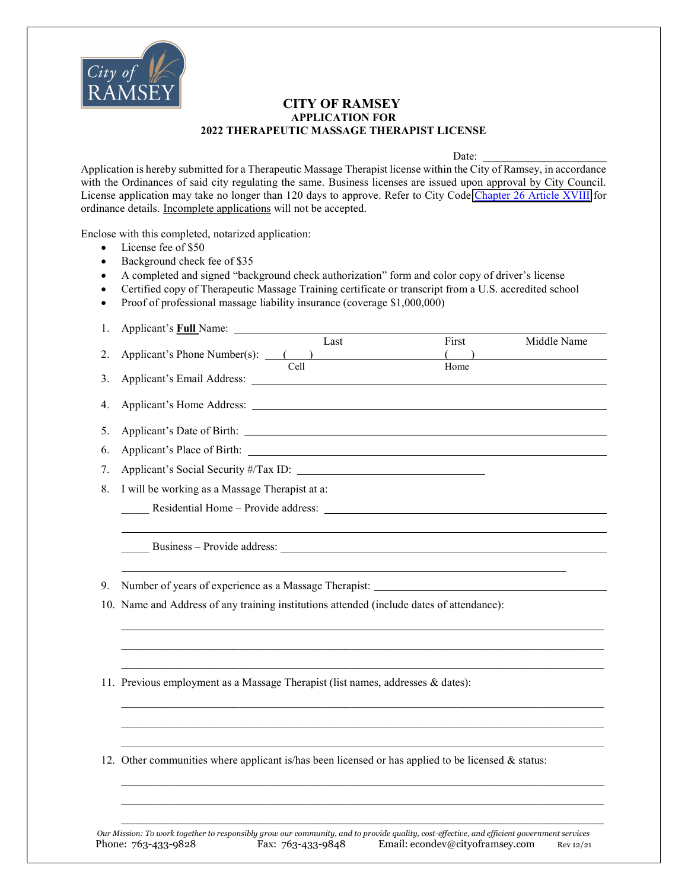City of RAMSEY

# CITY OF RAMSEY
## APPLICATION FOR
## 2022 THERAPEUTIC MASSAGE THERAPIST LICENSE

Date: ____________________

Application is hereby submitted for a Therapeutic Massage Therapist license within the City of Ramsey, in accordance with the Ordinances of said city regulating the same. Business licenses are issued upon approval by City Council. License application may take no longer than 120 days to approve. Refer to City Code Chapter 26 Article XVIII for ordinance details. Incomplete applications will not be accepted.

Enclose with this completed, notarized application:

- License fee of $50
- Background check fee of $35
- A completed and signed "background check authorization" form and color copy of driver's license
- Certified copy of Therapeutic Massage Training certificate or transcript from a U.S. accredited school
- Proof of professional massage liability insurance (coverage $1,000,000)

1. Applicant's **Full** Name: ________________________________________________
   Last First Middle Name
2. Applicant's Phone Number(s): ( ) ____________________ ( ) ____________________
   Cell Home
3. Applicant's Email Address: ________________________________________________
4. Applicant's Home Address: ________________________________________________
5. Applicant's Date of Birth: ________________________________________________
6. Applicant's Place of Birth: ________________________________________________
7. Applicant's Social Security #/Tax ID: ______________________________
8. I will be working as a Massage Therapist at a:

   _____ Residential Home – Provide address: ________________________________________________

   ________________________________________________

   _____ Business – Provide address: ________________________________________________

   ________________________________________________
9. Number of years of experience as a Massage Therapist: ______________________________
10. Name and Address of any training institutions attended (include dates of attendance):

    ________________________________________________

    ________________________________________________

    ________________________________________________
11. Previous employment as a Massage Therapist (list names, addresses & dates):

    ________________________________________________

    ________________________________________________

    ________________________________________________
12. Other communities where applicant is/has been licensed or has applied to be licensed & status:

    ________________________________________________

    ________________________________________________

    ________________________________________________

*Our Mission: To work together to responsibly grow our community, and to provide quality, cost-effective, and efficient government services*

Phone: 763-433-9828 Fax: 763-433-9848 Email: econdev@cityoframsey.com Rev 12/21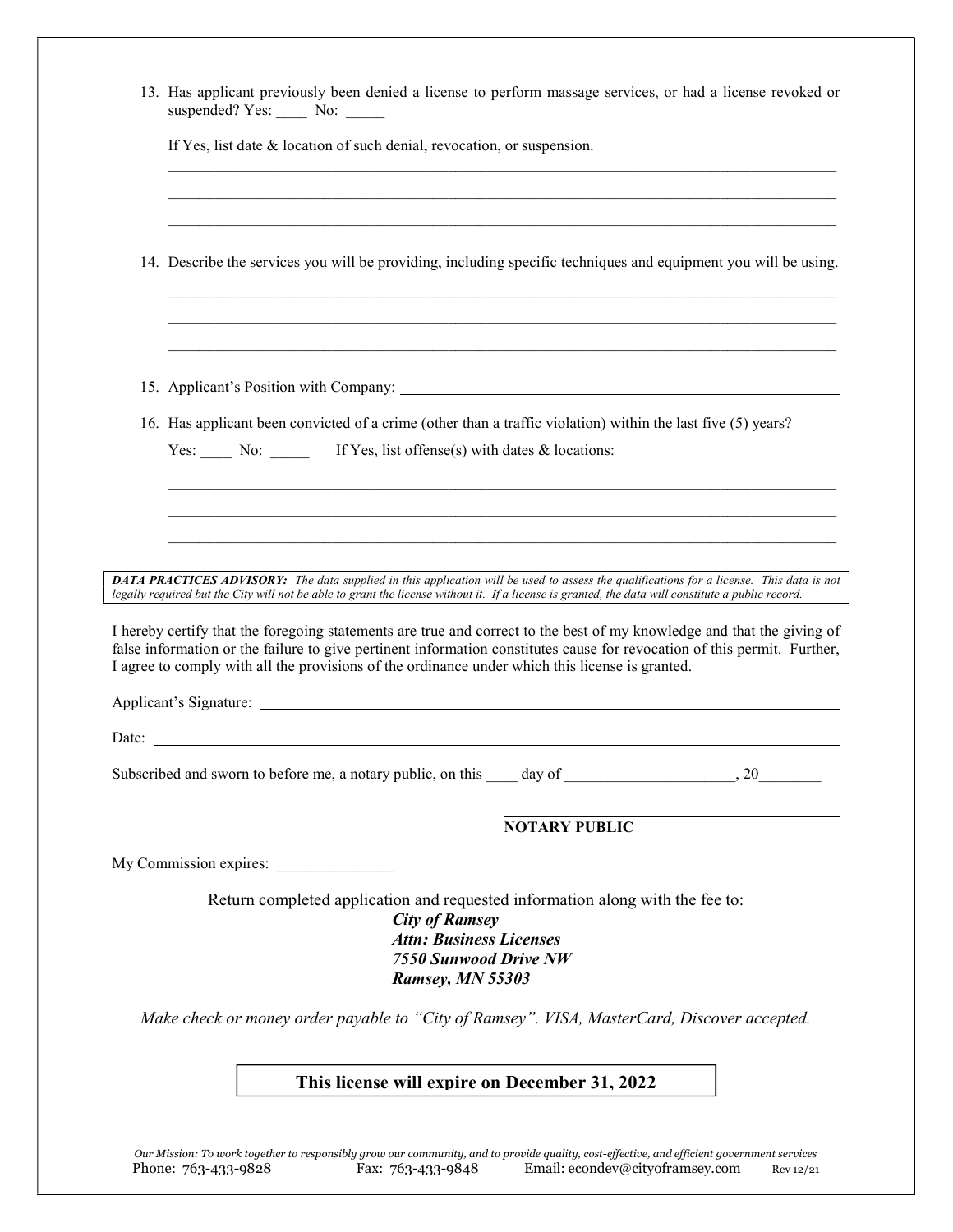13. Has applicant previously been denied a license to perform massage services, or had a license revoked or suspended? Yes: ____ No: _____

    If Yes, list date & location of such denial, revocation, or suspension.

    ______________________________________________________________________________

    ______________________________________________________________________________

    ______________________________________________________________________________

14. Describe the services you will be providing, including specific techniques and equipment you will be using.

    ______________________________________________________________________________

    ______________________________________________________________________________

    ______________________________________________________________________________

15. Applicant's Position with Company: ______________________________________________

16. Has applicant been convicted of a crime (other than a traffic violation) within the last five (5) years?

    Yes: ____ No: _____ If Yes, list offense(s) with dates & locations:

    ______________________________________________________________________________

    ______________________________________________________________________________

    ______________________________________________________________________________

***DATA PRACTICES ADVISORY:*** *The data supplied in this application will be used to assess the qualifications for a license. This data is not legally required but the City will not be able to grant the license without it. If a license is granted, the data will constitute a public record.*

I hereby certify that the foregoing statements are true and correct to the best of my knowledge and that the giving of false information or the failure to give pertinent information constitutes cause for revocation of this permit. Further, I agree to comply with all the provisions of the ordinance under which this license is granted.

Applicant's Signature: ______________________________________________

Date: ______________________________________________

Subscribed and sworn to before me, a notary public, on this ____ day of ______________________, 20________

______________________________________________
**NOTARY PUBLIC**

My Commission expires: _______________

Return completed application and requested information along with the fee to:

***City of Ramsey***
***Attn: Business Licenses***
***7550 Sunwood Drive NW***
***Ramsey, MN 55303***

*Make check or money order payable to "City of Ramsey". VISA, MasterCard, Discover accepted.*

**This license will expire on December 31, 2022**

*Our Mission: To work together to responsibly grow our community, and to provide quality, cost-effective, and efficient government services*
Phone: 763-433-9828 Fax: 763-433-9848 Email: econdev@cityoframsey.com Rev 12/21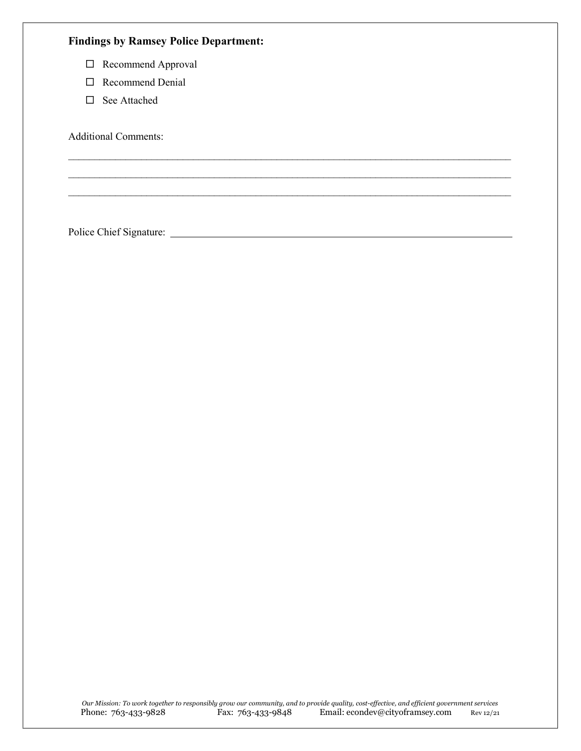**Findings by Ramsey Police Department:**

- ☐ Recommend Approval
- ☐ Recommend Denial
- ☐ See Attached

Additional Comments:

\_\_\_\_\_\_\_\_\_\_\_\_\_\_\_\_\_\_\_\_\_\_\_\_\_\_\_\_\_\_\_\_\_\_\_\_\_\_\_\_\_\_\_\_\_\_\_\_\_\_\_\_\_\_\_\_\_\_\_\_\_\_\_\_\_\_\_\_\_\_\_\_\_\_\_\_

\_\_\_\_\_\_\_\_\_\_\_\_\_\_\_\_\_\_\_\_\_\_\_\_\_\_\_\_\_\_\_\_\_\_\_\_\_\_\_\_\_\_\_\_\_\_\_\_\_\_\_\_\_\_\_\_\_\_\_\_\_\_\_\_\_\_\_\_\_\_\_\_\_\_\_\_

\_\_\_\_\_\_\_\_\_\_\_\_\_\_\_\_\_\_\_\_\_\_\_\_\_\_\_\_\_\_\_\_\_\_\_\_\_\_\_\_\_\_\_\_\_\_\_\_\_\_\_\_\_\_\_\_\_\_\_\_\_\_\_\_\_\_\_\_\_\_\_\_\_\_\_\_

Police Chief Signature: \_\_\_\_\_\_\_\_\_\_\_\_\_\_\_\_\_\_\_\_\_\_\_\_\_\_\_\_\_\_\_\_\_\_\_\_\_\_\_\_\_\_\_\_\_\_\_\_\_\_\_\_\_\_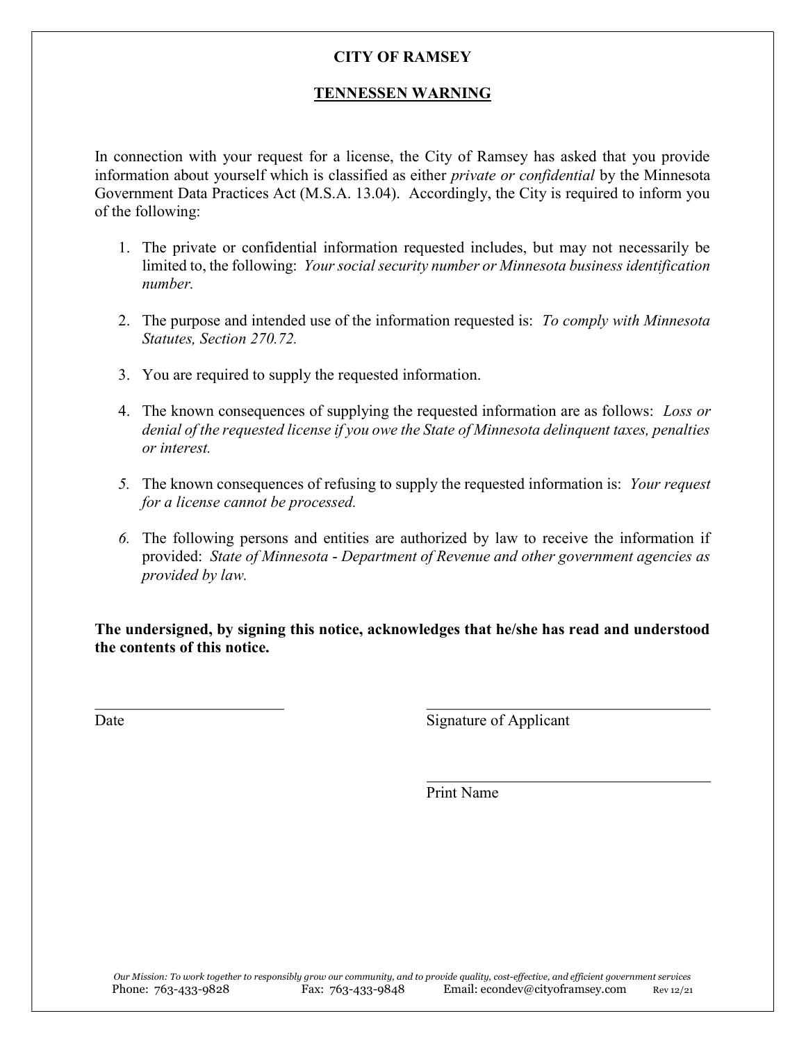# CITY OF RAMSEY

## TENNESSEN WARNING

In connection with your request for a license, the City of Ramsey has asked that you provide information about yourself which is classified as either *private or confidential* by the Minnesota Government Data Practices Act (M.S.A. 13.04). Accordingly, the City is required to inform you of the following:

1. The private or confidential information requested includes, but may not necessarily be limited to, the following: *Your social security number or Minnesota business identification number.*

2. The purpose and intended use of the information requested is: *To comply with Minnesota Statutes, Section 270.72.*

3. You are required to supply the requested information.

4. The known consequences of supplying the requested information are as follows: *Loss or denial of the requested license if you owe the State of Minnesota delinquent taxes, penalties or interest.*

5. The known consequences of refusing to supply the requested information is: *Your request for a license cannot be processed.*

6. The following persons and entities are authorized by law to receive the information if provided: *State of Minnesota - Department of Revenue and other government agencies as provided by law.*

**The undersigned, by signing this notice, acknowledges that he/she has read and understood the contents of this notice.**

\_\_\_\_\_\_\_\_\_\_\_\_\_\_\_\_\_\_\_\_\_\_\_\_ \_\_\_\_\_\_\_\_\_\_\_\_\_\_\_\_\_\_\_\_\_\_\_\_\_\_\_\_\_\_\_\_\_\_\_\_
Date Signature of Applicant

\_\_\_\_\_\_\_\_\_\_\_\_\_\_\_\_\_\_\_\_\_\_\_\_\_\_\_\_\_\_\_\_\_\_\_\_
Print Name

*Our Mission: To work together to responsibly grow our community, and to provide quality, cost-effective, and efficient government services*

Phone: 763-433-9828 Fax: 763-433-9848 Email: econdev@cityofRamsey.com Rev 12/21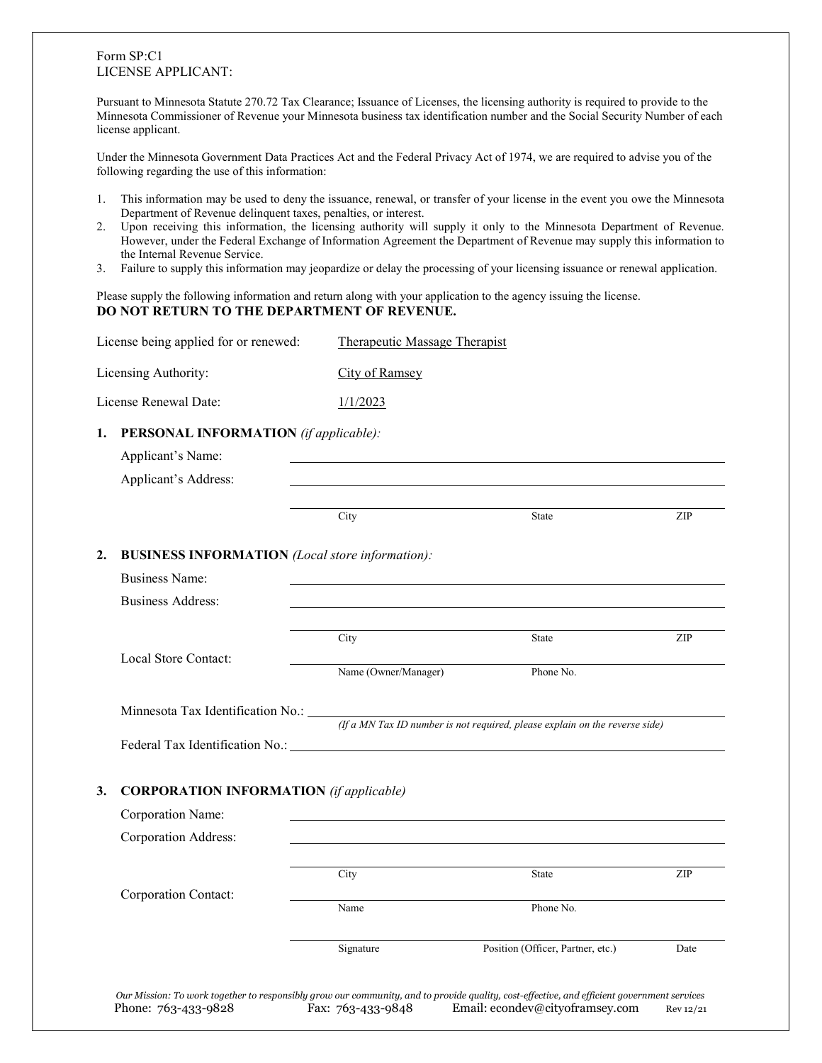Form SP:C1
LICENSE APPLICANT:

Pursuant to Minnesota Statute 270.72 Tax Clearance; Issuance of Licenses, the licensing authority is required to provide to the Minnesota Commissioner of Revenue your Minnesota business tax identification number and the Social Security Number of each license applicant.

Under the Minnesota Government Data Practices Act and the Federal Privacy Act of 1974, we are required to advise you of the following regarding the use of this information:

1. This information may be used to deny the issuance, renewal, or transfer of your license in the event you owe the Minnesota Department of Revenue delinquent taxes, penalties, or interest.
2. Upon receiving this information, the licensing authority will supply it only to the Minnesota Department of Revenue. However, under the Federal Exchange of Information Agreement the Department of Revenue may supply this information to the Internal Revenue Service.
3. Failure to supply this information may jeopardize or delay the processing of your licensing issuance or renewal application.

Please supply the following information and return along with your application to the agency issuing the license.
**DO NOT RETURN TO THE DEPARTMENT OF REVENUE.**

License being applied for or renewed: Therapeutic Massage Therapist

Licensing Authority: City of Ramsey

License Renewal Date: 1/1/2023

**1. PERSONAL INFORMATION** *(if applicable):*

Applicant's Name: ______________________________

Applicant's Address: ______________________________

______________________________
City State ZIP

**2. BUSINESS INFORMATION** *(Local store information):*

Business Name: ______________________________

Business Address: ______________________________

______________________________
City State ZIP

Local Store Contact: ______________________________
Name (Owner/Manager) Phone No.

Minnesota Tax Identification No.: ______________________________
*(If a MN Tax ID number is not required, please explain on the reverse side)*

Federal Tax Identification No.: ______________________________

**3. CORPORATION INFORMATION** *(if applicable)*

Corporation Name: ______________________________

Corporation Address: ______________________________

______________________________
City State ZIP

Corporation Contact: ______________________________
Name Phone No.

______________________________
Signature Position (Officer, Partner, etc.) Date

*Our Mission: To work together to responsibly grow our community, and to provide quality, cost-effective, and efficient government services*
Phone: 763-433-9828 Fax: 763-433-9848 Email: econdev@cityoframsey.com Rev 12/21